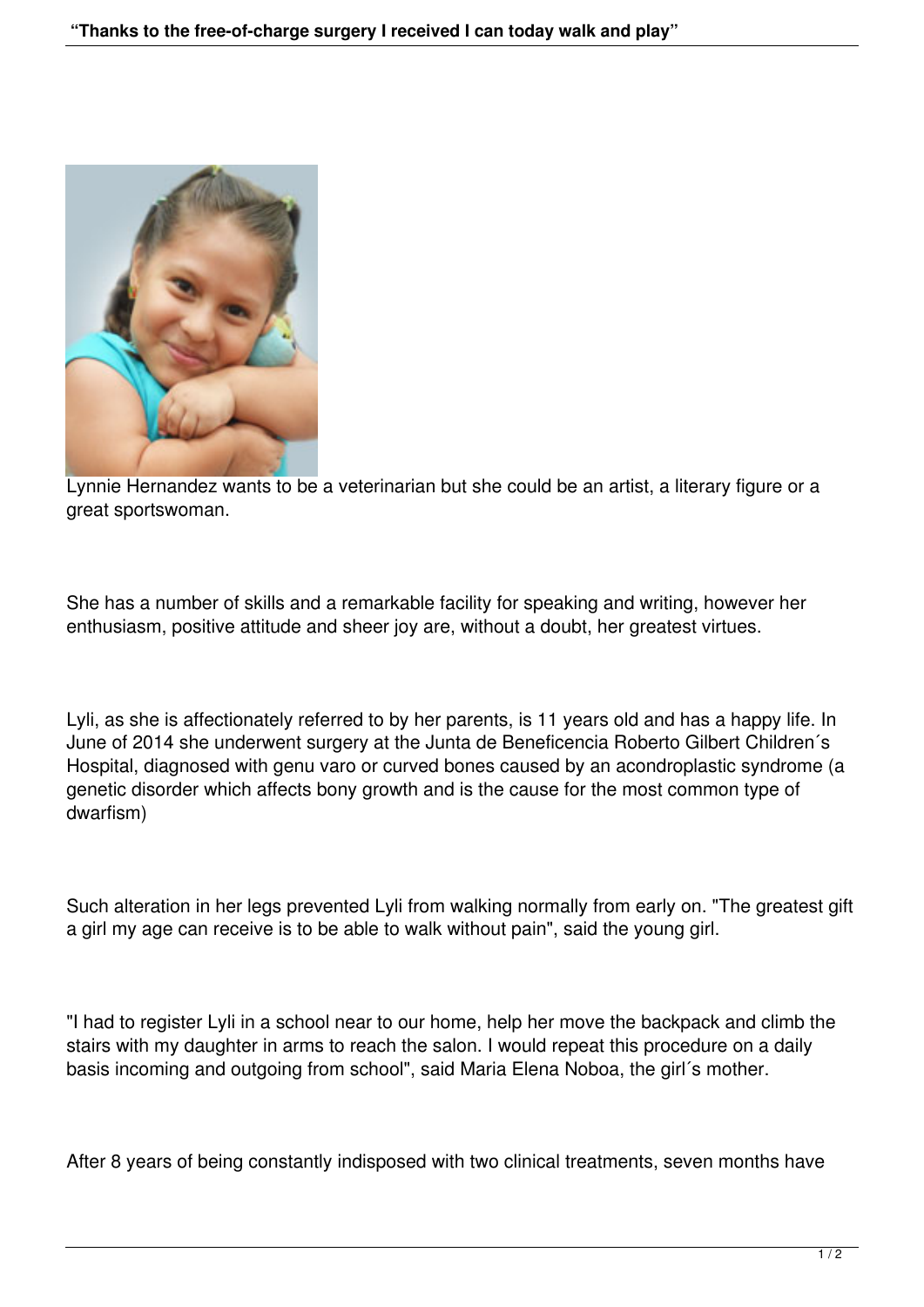Lynnie Hernandez wants to be a veterinarian but she could be an artist, a literary figure or a great sportswoman.

She has a number of skills and a remarkable facility for speaking and writing, however her enthusiasm, positive attitude and sheer joy are, without a doubt, her greatest virtues.

Lyli, as she is affectionately referred to by her parents, is 11 years old and has a happy life. In June of 2014 she underwent surgery at the Junta de Beneficencia Roberto Gilbert Children´s Hospital, diagnosed with genu varo or curved bones caused by an acondroplastic syndrome (a genetic disorder which affects bony growth and is the cause for the most common type of dwarfism)

Such alteration in her legs prevented Lyli from walking normally from early on. "The greatest gift a girl my age can receive is to be able to walk without pain", said the young girl.

"I had to register Lyli in a school near to our home, help her move the backpack and climb the stairs with my daughter in arms to reach the salon. I would repeat this procedure on a daily basis incoming and outgoing from school", said Maria Elena Noboa, the girl´s mother.

After 8 years of being constantly indisposed with two clinical treatments, seven months have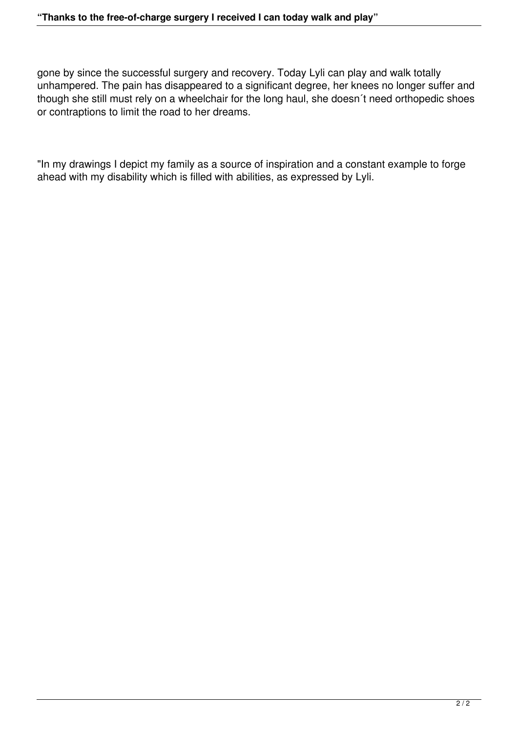gone by since the successful surgery and recovery. Today Lyli can play and walk totally unhampered. The pain has disappeared to a significant degree, her knees no longer suffer and though she still must rely on a wheelchair for the long haul, she doesn´t need orthopedic shoes or contraptions to limit the road to her dreams.

"In my drawings I depict my family as a source of inspiration and a constant example to forge ahead with my disability which is filled with abilities, as expressed by Lyli.